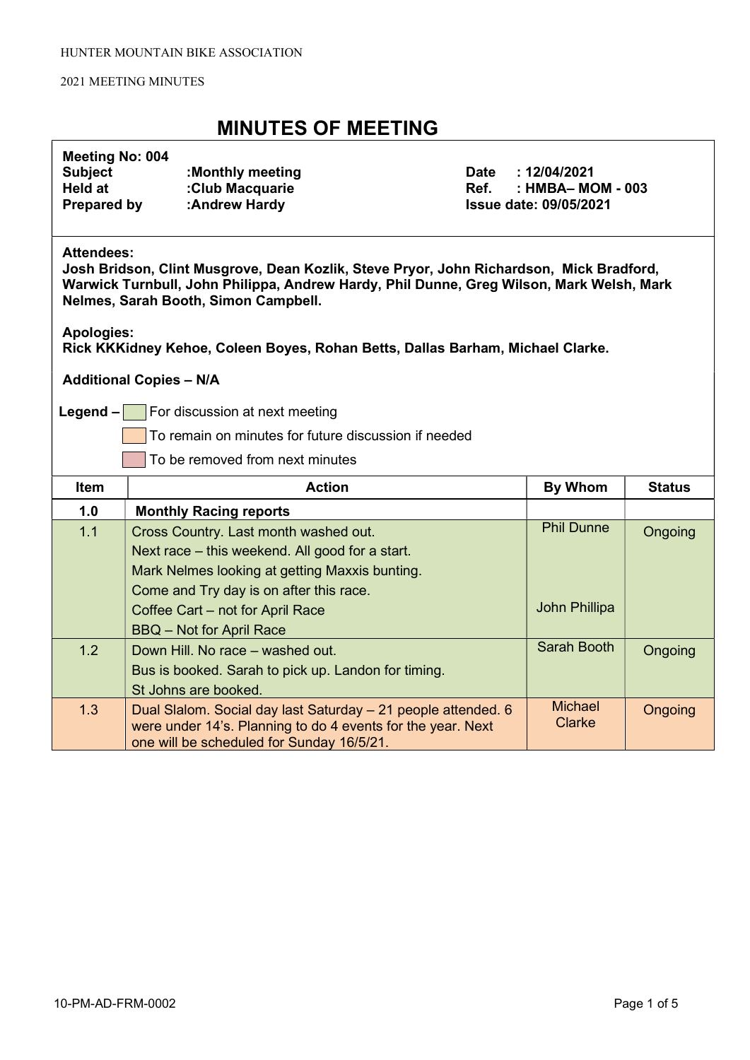HUNTER MOUNTAIN BIKE ASSOCIATION

2021 MEETING MINUTES

# MINUTES OF MEETING

**Meeting No: 004**
**Subject** :Monthly meeting
**Held at** :Club Macquarie
**Prepared by** :Andrew Hardy

**Date** : 12/04/2021
**Ref.** : HMBA– MOM - 003
**Issue date: 09/05/2021**

**Attendees:**
**Josh Bridson, Clint Musgrove, Dean Kozlik, Steve Pryor, John Richardson, Mick Bradford, Warwick Turnbull, John Philippa, Andrew Hardy, Phil Dunne, Greg Wilson, Mark Welsh, Mark Nelmes, Sarah Booth, Simon Campbell.**

**Apologies:**
**Rick KKKidney Kehoe, Coleen Boyes, Rohan Betts, Dallas Barham, Michael Clarke.**

**Additional Copies – N/A**

**Legend –** (green) For discussion at next meeting
(orange) To remain on minutes for future discussion if needed
(red) To be removed from next minutes

| Item | Action | By Whom | Status |
|---|---|---|---|
| **1.0** | **Monthly Racing reports** | | |
| 1.1 | Cross Country. Last month washed out.<br>Next race – this weekend. All good for a start.<br>Mark Nelmes looking at getting Maxxis bunting.<br>Come and Try day is on after this race.<br>Coffee Cart – not for April Race<br>BBQ – Not for April Race | Phil Dunne<br><br><br><br>John Phillipa | Ongoing |
| 1.2 | Down Hill. No race – washed out.<br>Bus is booked. Sarah to pick up. Landon for timing.<br>St Johns are booked. | Sarah Booth | Ongoing |
| 1.3 | Dual Slalom. Social day last Saturday – 21 people attended. 6 were under 14's. Planning to do 4 events for the year. Next one will be scheduled for Sunday 16/5/21. | Michael Clarke | Ongoing |

10-PM-AD-FRM-0002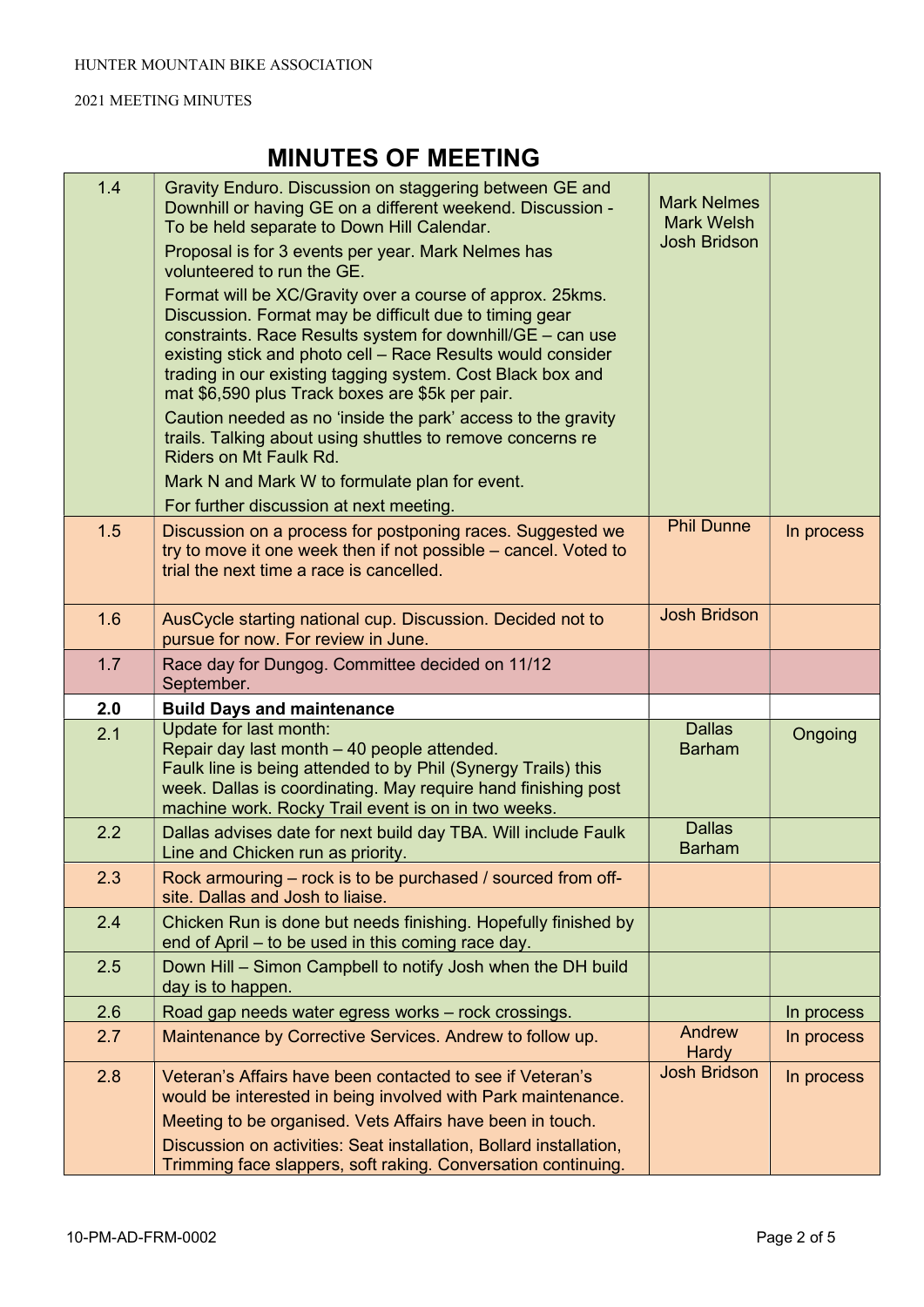# MINUTES OF MEETING

| | | | |
|---|---|---|---|
| 1.4 | Gravity Enduro. Discussion on staggering between GE and Downhill or having GE on a different weekend. Discussion - To be held separate to Down Hill Calendar.<br>Proposal is for 3 events per year. Mark Nelmes has volunteered to run the GE.<br>Format will be XC/Gravity over a course of approx. 25kms. Discussion. Format may be difficult due to timing gear constraints. Race Results system for downhill/GE – can use existing stick and photo cell – Race Results would consider trading in our existing tagging system. Cost Black box and mat $6,590 plus Track boxes are $5k per pair.<br>Caution needed as no 'inside the park' access to the gravity trails. Talking about using shuttles to remove concerns re Riders on Mt Faulk Rd.<br>Mark N and Mark W to formulate plan for event.<br>For further discussion at next meeting. | Mark Nelmes<br>Mark Welsh<br>Josh Bridson | |
| 1.5 | Discussion on a process for postponing races. Suggested we try to move it one week then if not possible – cancel. Voted to trial the next time a race is cancelled. | Phil Dunne | In process |
| 1.6 | AusCycle starting national cup. Discussion. Decided not to pursue for now. For review in June. | Josh Bridson | |
| 1.7 | Race day for Dungog. Committee decided on 11/12 September. | | |
| **2.0** | **Build Days and maintenance** | | |
| 2.1 | Update for last month:<br>Repair day last month – 40 people attended.<br>Faulk line is being attended to by Phil (Synergy Trails) this week. Dallas is coordinating. May require hand finishing post machine work. Rocky Trail event is on in two weeks. | Dallas Barham | Ongoing |
| 2.2 | Dallas advises date for next build day TBA. Will include Faulk Line and Chicken run as priority. | Dallas Barham | |
| 2.3 | Rock armouring – rock is to be purchased / sourced from off-site. Dallas and Josh to liaise. | | |
| 2.4 | Chicken Run is done but needs finishing. Hopefully finished by end of April – to be used in this coming race day. | | |
| 2.5 | Down Hill – Simon Campbell to notify Josh when the DH build day is to happen. | | |
| 2.6 | Road gap needs water egress works – rock crossings. | | In process |
| 2.7 | Maintenance by Corrective Services. Andrew to follow up. | Andrew Hardy | In process |
| 2.8 | Veteran's Affairs have been contacted to see if Veteran's would be interested in being involved with Park maintenance.<br>Meeting to be organised. Vets Affairs have been in touch.<br>Discussion on activities: Seat installation, Bollard installation, Trimming face slappers, soft raking. Conversation continuing. | Josh Bridson | In process |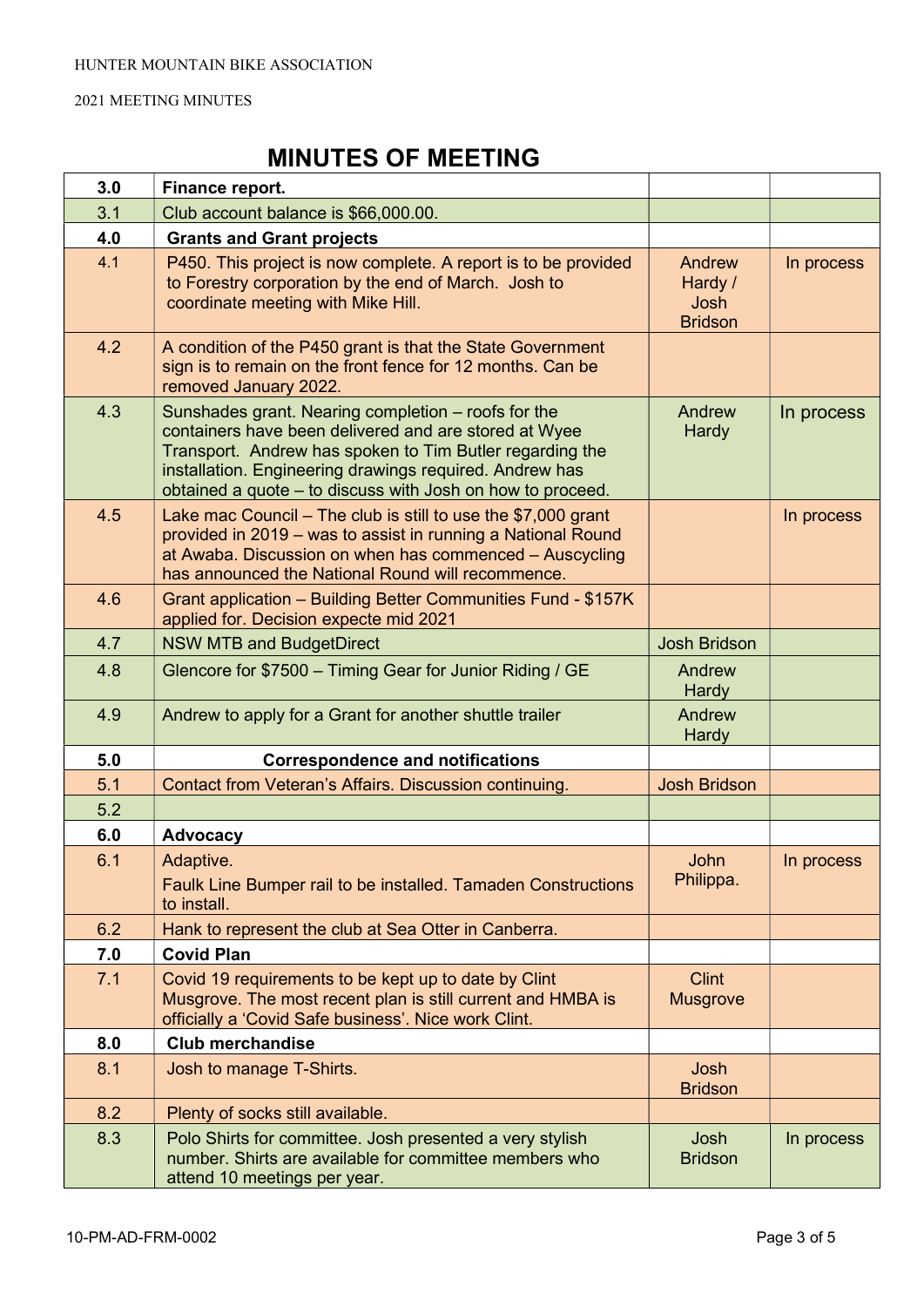# MINUTES OF MEETING

| | | | |
|---|---|---|---|
| **3.0** | **Finance report.** | | |
| 3.1 | Club account balance is $66,000.00. | | |
| **4.0** | **Grants and Grant projects** | | |
| 4.1 | P450. This project is now complete. A report is to be provided to Forestry corporation by the end of March. Josh to coordinate meeting with Mike Hill. | Andrew Hardy / Josh Bridson | In process |
| 4.2 | A condition of the P450 grant is that the State Government sign is to remain on the front fence for 12 months. Can be removed January 2022. | | |
| 4.3 | Sunshades grant. Nearing completion – roofs for the containers have been delivered and are stored at Wyee Transport. Andrew has spoken to Tim Butler regarding the installation. Engineering drawings required. Andrew has obtained a quote – to discuss with Josh on how to proceed. | Andrew Hardy | In process |
| 4.5 | Lake mac Council – The club is still to use the $7,000 grant provided in 2019 – was to assist in running a National Round at Awaba. Discussion on when has commenced – Auscycling has announced the National Round will recommence. | | In process |
| 4.6 | Grant application – Building Better Communities Fund - $157K applied for. Decision expecte mid 2021 | | |
| 4.7 | NSW MTB and BudgetDirect | Josh Bridson | |
| 4.8 | Glencore for $7500 – Timing Gear for Junior Riding / GE | Andrew Hardy | |
| 4.9 | Andrew to apply for a Grant for another shuttle trailer | Andrew Hardy | |
| **5.0** | **Correspondence and notifications** | | |
| 5.1 | Contact from Veteran's Affairs. Discussion continuing. | Josh Bridson | |
| 5.2 | | | |
| **6.0** | **Advocacy** | | |
| 6.1 | Adaptive.<br>Faulk Line Bumper rail to be installed. Tamaden Constructions to install. | John Philippa. | In process |
| 6.2 | Hank to represent the club at Sea Otter in Canberra. | | |
| **7.0** | **Covid Plan** | | |
| 7.1 | Covid 19 requirements to be kept up to date by Clint Musgrove. The most recent plan is still current and HMBA is officially a 'Covid Safe business'. Nice work Clint. | Clint Musgrove | |
| **8.0** | **Club merchandise** | | |
| 8.1 | Josh to manage T-Shirts. | Josh Bridson | |
| 8.2 | Plenty of socks still available. | | |
| 8.3 | Polo Shirts for committee. Josh presented a very stylish number. Shirts are available for committee members who attend 10 meetings per year. | Josh Bridson | In process |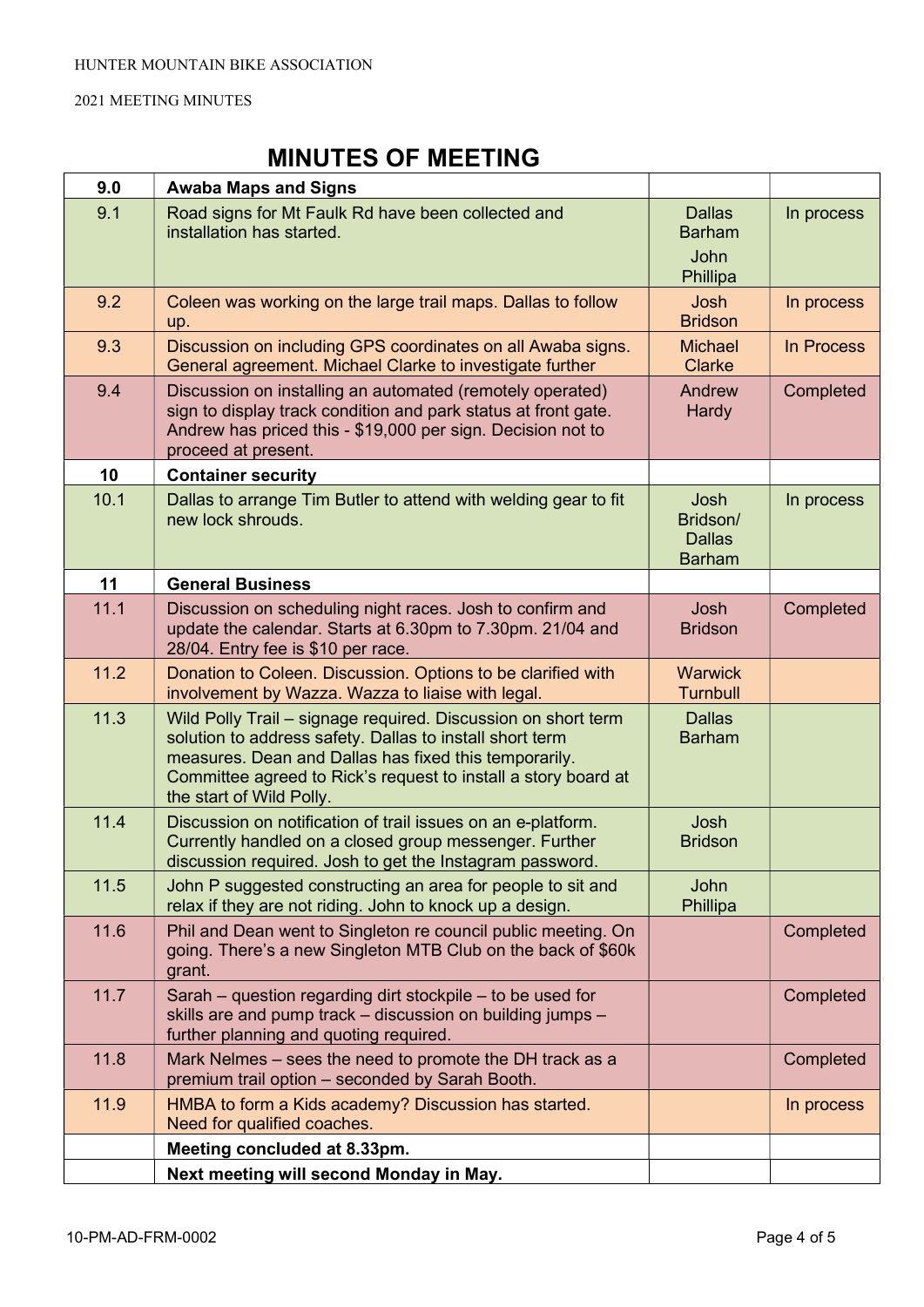# MINUTES OF MEETING

| 9.0 | Awaba Maps and Signs | | |
|---|---|---|---|
| 9.1 | Road signs for Mt Faulk Rd have been collected and installation has started. | Dallas Barham<br>John Phillipa | In process |
| 9.2 | Coleen was working on the large trail maps. Dallas to follow up. | Josh Bridson | In process |
| 9.3 | Discussion on including GPS coordinates on all Awaba signs. General agreement. Michael Clarke to investigate further | Michael Clarke | In Process |
| 9.4 | Discussion on installing an automated (remotely operated) sign to display track condition and park status at front gate. Andrew has priced this - $19,000 per sign. Decision not to proceed at present. | Andrew Hardy | Completed |
| **10** | **Container security** | | |
| 10.1 | Dallas to arrange Tim Butler to attend with welding gear to fit new lock shrouds. | Josh Bridson/ Dallas Barham | In process |
| **11** | **General Business** | | |
| 11.1 | Discussion on scheduling night races. Josh to confirm and update the calendar. Starts at 6.30pm to 7.30pm. 21/04 and 28/04. Entry fee is $10 per race. | Josh Bridson | Completed |
| 11.2 | Donation to Coleen. Discussion. Options to be clarified with involvement by Wazza. Wazza to liaise with legal. | Warwick Turnbull | |
| 11.3 | Wild Polly Trail – signage required. Discussion on short term solution to address safety. Dallas to install short term measures. Dean and Dallas has fixed this temporarily. Committee agreed to Rick's request to install a story board at the start of Wild Polly. | Dallas Barham | |
| 11.4 | Discussion on notification of trail issues on an e-platform. Currently handled on a closed group messenger. Further discussion required. Josh to get the Instagram password. | Josh Bridson | |
| 11.5 | John P suggested constructing an area for people to sit and relax if they are not riding. John to knock up a design. | John Phillipa | |
| 11.6 | Phil and Dean went to Singleton re council public meeting. On going. There's a new Singleton MTB Club on the back of $60k grant. | | Completed |
| 11.7 | Sarah – question regarding dirt stockpile – to be used for skills are and pump track – discussion on building jumps – further planning and quoting required. | | Completed |
| 11.8 | Mark Nelmes – sees the need to promote the DH track as a premium trail option – seconded by Sarah Booth. | | Completed |
| 11.9 | HMBA to form a Kids academy? Discussion has started. Need for qualified coaches. | | In process |
| | **Meeting concluded at 8.33pm.** | | |
| | **Next meeting will second Monday in May.** | | |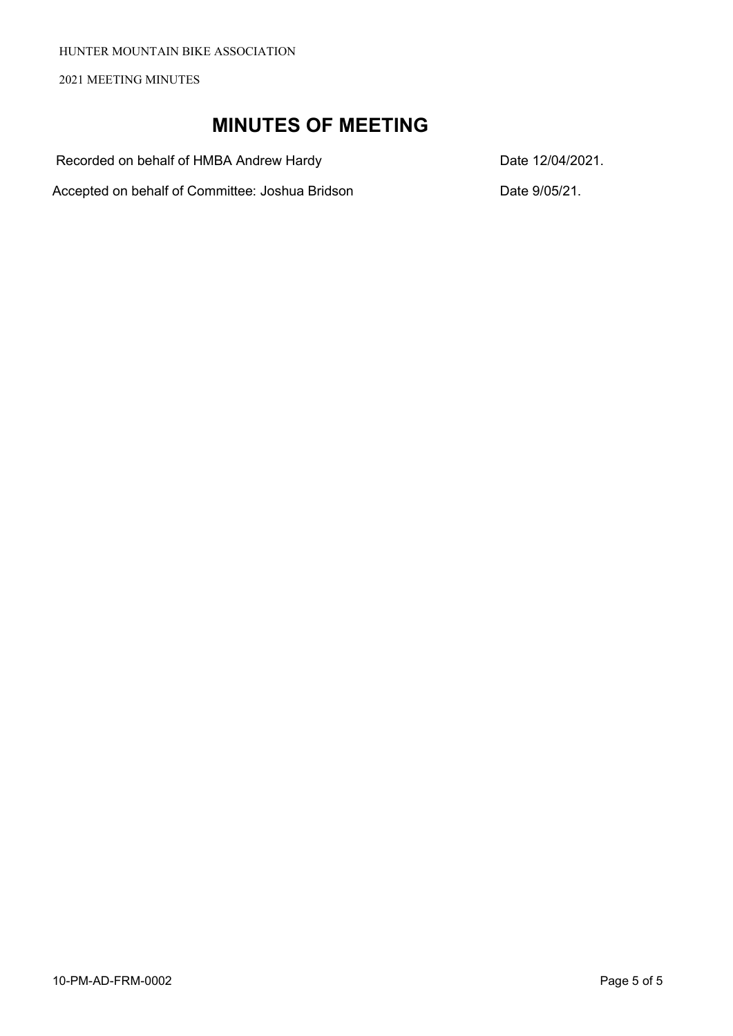# MINUTES OF MEETING

Recorded on behalf of HMBA Andrew Hardy — Date 12/04/2021.

Accepted on behalf of Committee: Joshua Bridson — Date 9/05/21.